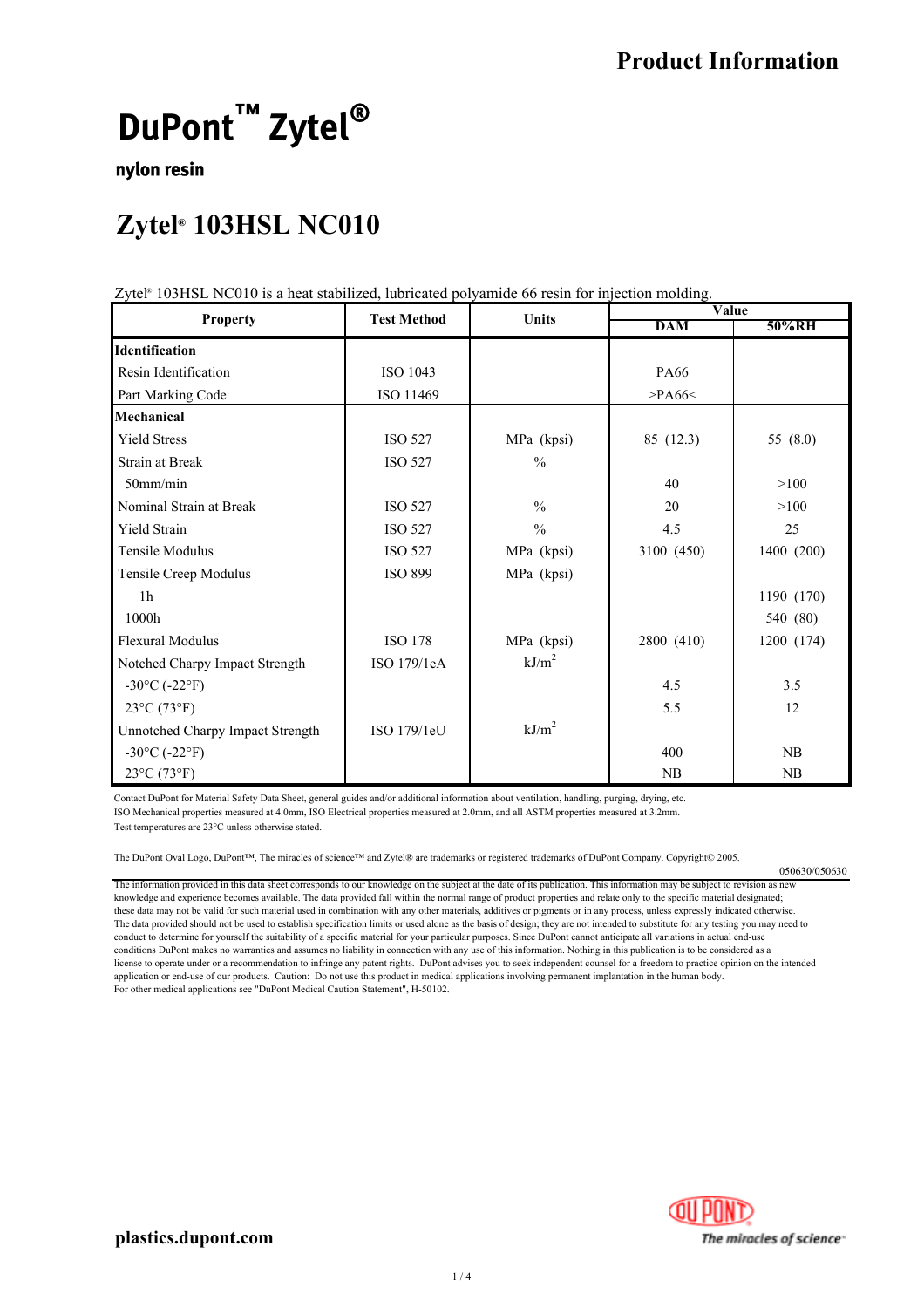# DuPont™ Zytel®

**nylon resin**

## Zytel® 103HSL NC010

Zytel® 103HSL NC010 is a heat stabilized, lubricated polyamide 66 resin for injection molding.

| Property | Test Method | Units | Value | |
|---|---|---|---|---|
| | | | DAM | 50%RH |
| **Identification** | | | | |
| Resin Identification | ISO 1043 | | PA66 | |
| Part Marking Code | ISO 11469 | | >PA66< | |
| **Mechanical** | | | | |
| Yield Stress | ISO 527 | MPa (kpsi) | 85 (12.3) | 55 (8.0) |
| Strain at Break | ISO 527 | % | | |
| 50mm/min | | | 40 | >100 |
| Nominal Strain at Break | ISO 527 | % | 20 | >100 |
| Yield Strain | ISO 527 | % | 4.5 | 25 |
| Tensile Modulus | ISO 527 | MPa (kpsi) | 3100 (450) | 1400 (200) |
| Tensile Creep Modulus | ISO 899 | MPa (kpsi) | | |
| 1h | | | | 1190 (170) |
| 1000h | | | | 540 (80) |
| Flexural Modulus | ISO 178 | MPa (kpsi) | 2800 (410) | 1200 (174) |
| Notched Charpy Impact Strength | ISO 179/1eA | $kJ/m^2$ | | |
| -30°C (-22°F) | | | 4.5 | 3.5 |
| 23°C (73°F) | | | 5.5 | 12 |
| Unnotched Charpy Impact Strength | ISO 179/1eU | $kJ/m^2$ | | |
| -30°C (-22°F) | | | 400 | NB |
| 23°C (73°F) | | | NB | NB |

Contact DuPont for Material Safety Data Sheet, general guides and/or additional information about ventilation, handling, purging, drying, etc.
ISO Mechanical properties measured at 4.0mm, ISO Electrical properties measured at 2.0mm, and all ASTM properties measured at 3.2mm.
Test temperatures are 23°C unless otherwise stated.

The DuPont Oval Logo, DuPont™, The miracles of science™ and Zytel® are trademarks or registered trademarks of DuPont Company. Copyright© 2005.

050630/050630

The information provided in this data sheet corresponds to our knowledge on the subject at the date of its publication. This information may be subject to revision as new knowledge and experience becomes available. The data provided fall within the normal range of product properties and relate only to the specific material designated; these data may not be valid for such material used in combination with any other materials, additives or pigments or in any process, unless expressly indicated otherwise. The data provided should not be used to establish specification limits or used alone as the basis of design; they are not intended to substitute for any testing you may need to conduct to determine for yourself the suitability of a specific material for your particular purposes. Since DuPont cannot anticipate all variations in actual end-use conditions DuPont makes no warranties and assumes no liability in connection with any use of this information. Nothing in this publication is to be considered as a license to operate under or a recommendation to infringe any patent rights. DuPont advises you to seek independent counsel for a freedom to practice opinion on the intended application or end-use of our products. Caution: Do not use this product in medical applications involving permanent implantation in the human body. For other medical applications see "DuPont Medical Caution Statement", H-50102.

plastics.dupont.com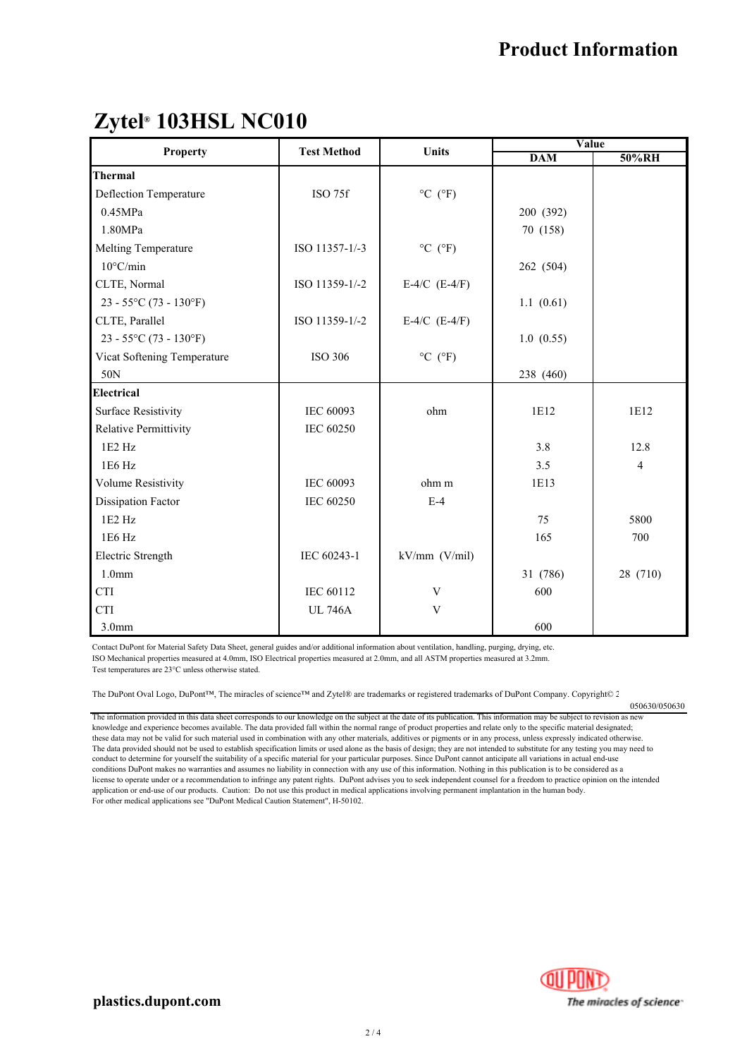# Zytel® 103HSL NC010

| Property | Test Method | Units | Value | |
|---|---|---|---|---|
| | | | DAM | 50%RH |
| **Thermal** | | | | |
| Deflection Temperature | ISO 75f | °C (°F) | | |
| 0.45MPa | | | 200 (392) | |
| 1.80MPa | | | 70 (158) | |
| Melting Temperature | ISO 11357-1/-3 | °C (°F) | | |
| 10°C/min | | | 262 (504) | |
| CLTE, Normal | ISO 11359-1/-2 | E-4/C (E-4/F) | | |
| 23 - 55°C (73 - 130°F) | | | 1.1 (0.61) | |
| CLTE, Parallel | ISO 11359-1/-2 | E-4/C (E-4/F) | | |
| 23 - 55°C (73 - 130°F) | | | 1.0 (0.55) | |
| Vicat Softening Temperature | ISO 306 | °C (°F) | | |
| 50N | | | 238 (460) | |
| **Electrical** | | | | |
| Surface Resistivity | IEC 60093 | ohm | 1E12 | 1E12 |
| Relative Permittivity | IEC 60250 | | | |
| 1E2 Hz | | | 3.8 | 12.8 |
| 1E6 Hz | | | 3.5 | 4 |
| Volume Resistivity | IEC 60093 | ohm m | 1E13 | |
| Dissipation Factor | IEC 60250 | E-4 | | |
| 1E2 Hz | | | 75 | 5800 |
| 1E6 Hz | | | 165 | 700 |
| Electric Strength | IEC 60243-1 | kV/mm (V/mil) | | |
| 1.0mm | | | 31 (786) | 28 (710) |
| CTI | IEC 60112 | V | 600 | |
| CTI | UL 746A | V | | |
| 3.0mm | | | 600 | |

Contact DuPont for Material Safety Data Sheet, general guides and/or additional information about ventilation, handling, purging, drying, etc.
ISO Mechanical properties measured at 4.0mm, ISO Electrical properties measured at 2.0mm, and all ASTM properties measured at 3.2mm.
Test temperatures are 23°C unless otherwise stated.

The DuPont Oval Logo, DuPont™, The miracles of science™ and Zytel® are trademarks or registered trademarks of DuPont Company. Copyright© 2

050630/050630

The information provided in this data sheet corresponds to our knowledge on the subject at the date of its publication. This information may be subject to revision as new knowledge and experience becomes available. The data provided fall within the normal range of product properties and relate only to the specific material designated; these data may not be valid for such material used in combination with any other materials, additives or pigments or in any process, unless expressly indicated otherwise. The data provided should not be used to establish specification limits or used alone as the basis of design; they are not intended to substitute for any testing you may need to conduct to determine for yourself the suitability of a specific material for your particular purposes. Since DuPont cannot anticipate all variations in actual end-use conditions DuPont makes no warranties and assumes no liability in connection with any use of this information. Nothing in this publication is to be considered as a license to operate under or a recommendation to infringe any patent rights. DuPont advises you to seek independent counsel for a freedom to practice opinion on the intended application or end-use of our products. Caution: Do not use this product in medical applications involving permanent implantation in the human body. For other medical applications see "DuPont Medical Caution Statement", H-50102.

plastics.dupont.com

The miracles of science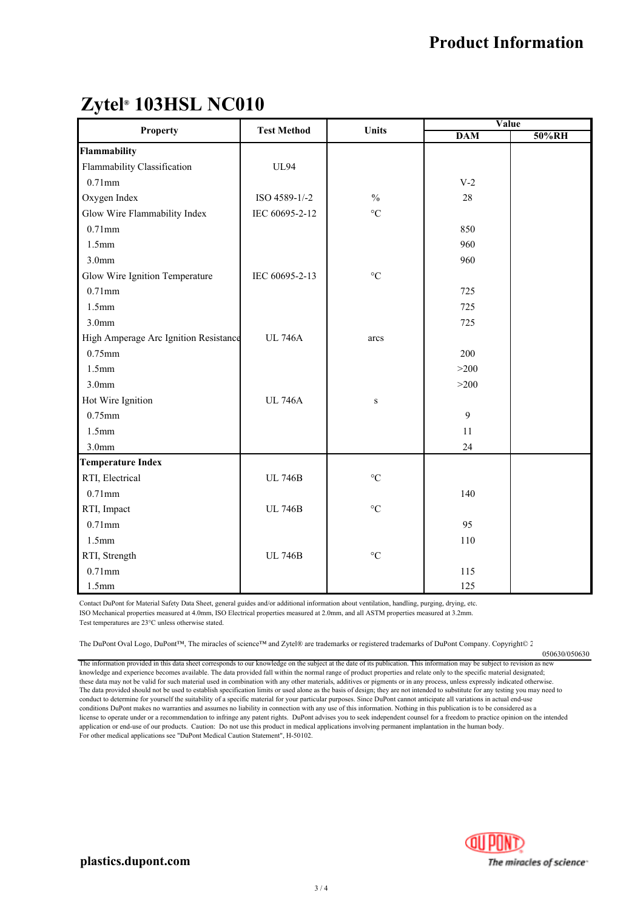# Zytel® 103HSL NC010

| Property | Test Method | Units | Value | |
|---|---|---|---|---|
| | | | DAM | 50%RH |
| **Flammability** | | | | |
| Flammability Classification | UL94 | | | |
| 0.71mm | | | V-2 | |
| Oxygen Index | ISO 4589-1/-2 | % | 28 | |
| Glow Wire Flammability Index | IEC 60695-2-12 | °C | | |
| 0.71mm | | | 850 | |
| 1.5mm | | | 960 | |
| 3.0mm | | | 960 | |
| Glow Wire Ignition Temperature | IEC 60695-2-13 | °C | | |
| 0.71mm | | | 725 | |
| 1.5mm | | | 725 | |
| 3.0mm | | | 725 | |
| High Amperage Arc Ignition Resistance | UL 746A | arcs | | |
| 0.75mm | | | 200 | |
| 1.5mm | | | >200 | |
| 3.0mm | | | >200 | |
| Hot Wire Ignition | UL 746A | s | | |
| 0.75mm | | | 9 | |
| 1.5mm | | | 11 | |
| 3.0mm | | | 24 | |
| **Temperature Index** | | | | |
| RTI, Electrical | UL 746B | °C | | |
| 0.71mm | | | 140 | |
| RTI, Impact | UL 746B | °C | | |
| 0.71mm | | | 95 | |
| 1.5mm | | | 110 | |
| RTI, Strength | UL 746B | °C | | |
| 0.71mm | | | 115 | |
| 1.5mm | | | 125 | |

Contact DuPont for Material Safety Data Sheet, general guides and/or additional information about ventilation, handling, purging, drying, etc.
ISO Mechanical properties measured at 4.0mm, ISO Electrical properties measured at 2.0mm, and all ASTM properties measured at 3.2mm.
Test temperatures are 23°C unless otherwise stated.

The DuPont Oval Logo, DuPont™, The miracles of science™ and Zytel® are trademarks or registered trademarks of DuPont Company. Copyright© 2

050630/050630

The information provided in this data sheet corresponds to our knowledge on the subject at the date of its publication. This information may be subject to revision as new knowledge and experience becomes available. The data provided fall within the normal range of product properties and relate only to the specific material designated; these data may not be valid for such material used in combination with any other materials, additives or pigments or in any process, unless expressly indicated otherwise. The data provided should not be used to establish specification limits or used alone as the basis of design; they are not intended to substitute for any testing you may need to conduct to determine for yourself the suitability of a specific material for your particular purposes. Since DuPont cannot anticipate all variations in actual end-use conditions DuPont makes no warranties and assumes no liability in connection with any use of this information. Nothing in this publication is to be considered as a license to operate under or a recommendation to infringe any patent rights. DuPont advises you to seek independent counsel for a freedom to practice opinion on the intended application or end-use of our products. Caution: Do not use this product in medical applications involving permanent implantation in the human body. For other medical applications see "DuPont Medical Caution Statement", H-50102.

plastics.dupont.com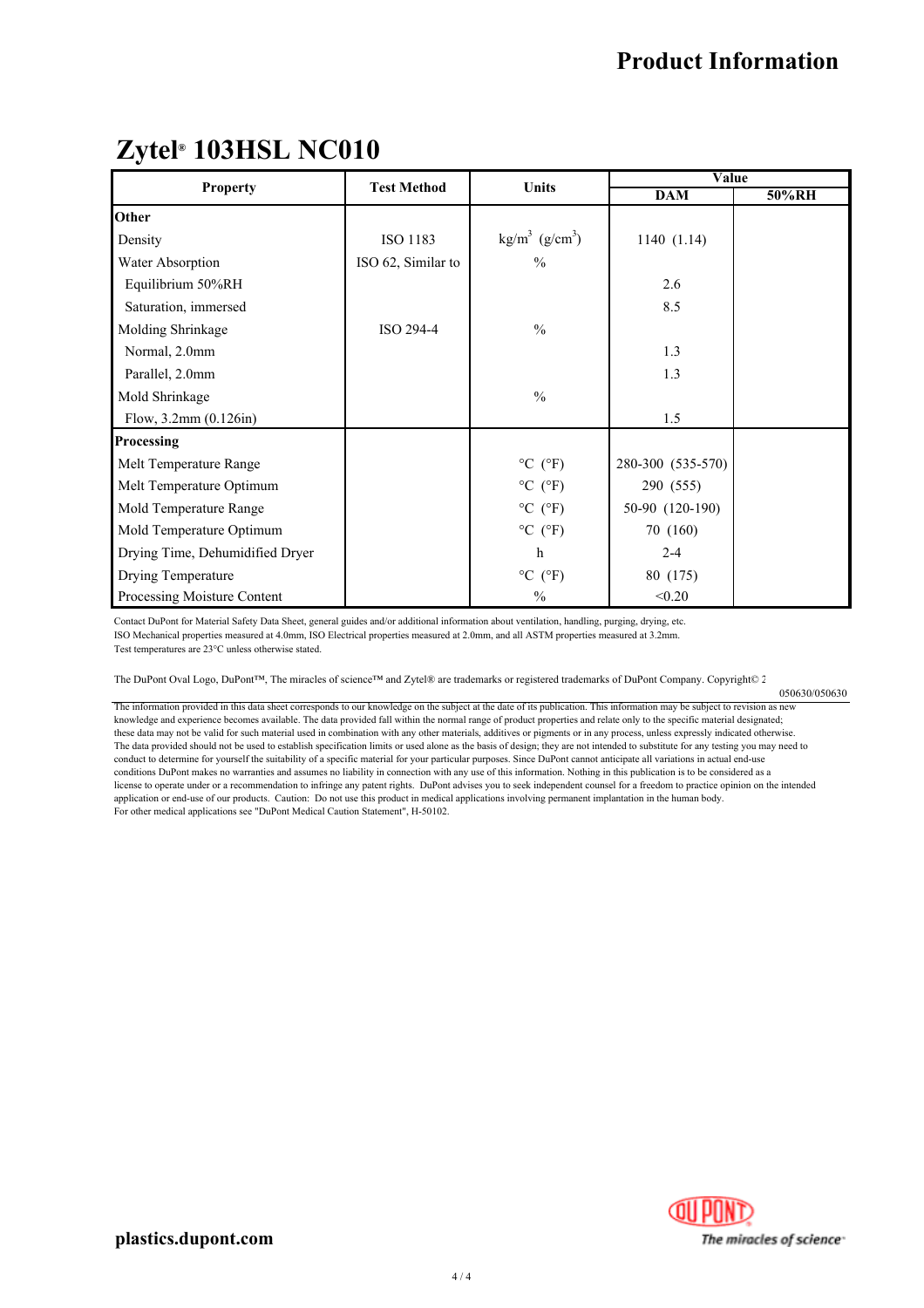# Product Information

## Zytel® 103HSL NC010

| Property | Test Method | Units | Value | |
|---|---|---|---|---|
| | | | DAM | 50%RH |
| **Other** | | | | |
| Density | ISO 1183 | $kg/m^3$ ($g/cm^3$) | 1140 (1.14) | |
| Water Absorption | ISO 62, Similar to | % | | |
| Equilibrium 50%RH | | | 2.6 | |
| Saturation, immersed | | | 8.5 | |
| Molding Shrinkage | ISO 294-4 | % | | |
| Normal, 2.0mm | | | 1.3 | |
| Parallel, 2.0mm | | | 1.3 | |
| Mold Shrinkage | | % | | |
| Flow, 3.2mm (0.126in) | | | 1.5 | |
| **Processing** | | | | |
| Melt Temperature Range | | °C (°F) | 280-300 (535-570) | |
| Melt Temperature Optimum | | °C (°F) | 290 (555) | |
| Mold Temperature Range | | °C (°F) | 50-90 (120-190) | |
| Mold Temperature Optimum | | °C (°F) | 70 (160) | |
| Drying Time, Dehumidified Dryer | | h | 2-4 | |
| Drying Temperature | | °C (°F) | 80 (175) | |
| Processing Moisture Content | | % | <0.20 | |

Contact DuPont for Material Safety Data Sheet, general guides and/or additional information about ventilation, handling, purging, drying, etc.
ISO Mechanical properties measured at 4.0mm, ISO Electrical properties measured at 2.0mm, and all ASTM properties measured at 3.2mm.
Test temperatures are 23°C unless otherwise stated.

The DuPont Oval Logo, DuPont™, The miracles of science™ and Zytel® are trademarks or registered trademarks of DuPont Company. Copyright© 2

050630/050630

The information provided in this data sheet corresponds to our knowledge on the subject at the date of its publication. This information may be subject to revision as new knowledge and experience becomes available. The data provided fall within the normal range of product properties and relate only to the specific material designated; these data may not be valid for such material used in combination with any other materials, additives or pigments or in any process, unless expressly indicated otherwise. The data provided should not be used to establish specification limits or used alone as the basis of design; they are not intended to substitute for any testing you may need to conduct to determine for yourself the suitability of a specific material for your particular purposes. Since DuPont cannot anticipate all variations in actual end-use conditions DuPont makes no warranties and assumes no liability in connection with any use of this information. Nothing in this publication is to be considered as a license to operate under or a recommendation to infringe any patent rights. DuPont advises you to seek independent counsel for a freedom to practice opinion on the intended application or end-use of our products. Caution: Do not use this product in medical applications involving permanent implantation in the human body. For other medical applications see "DuPont Medical Caution Statement", H-50102.

**plastics.dupont.com**

DUPONT *The miracles of science*